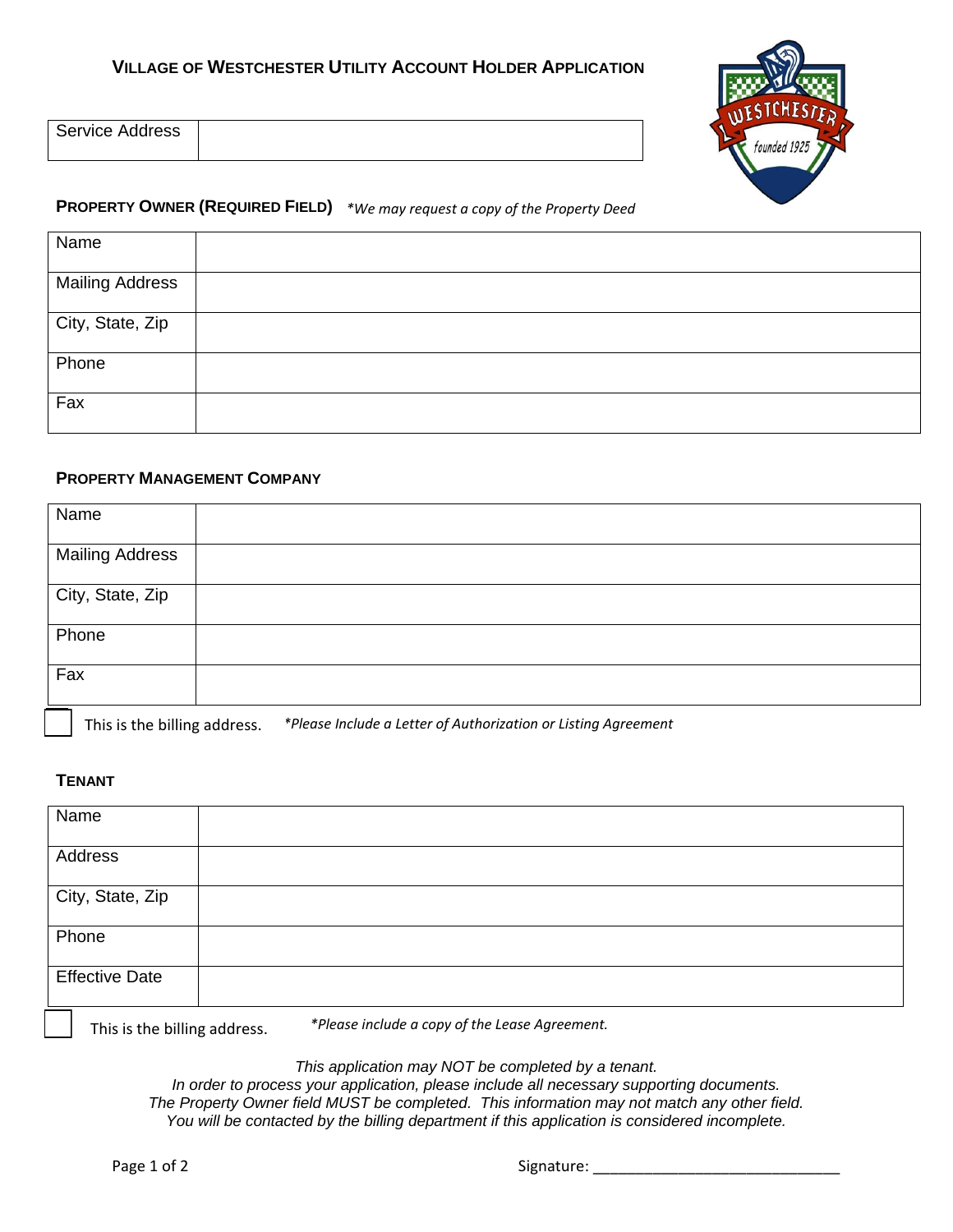# VILLAGE OF WESTCHESTER UTILITY ACCOUNT HOLDER APPLICATION

| Service Address | |
|---|---|

**PROPERTY OWNER (REQUIRED FIELD)** *\*We may request a copy of the Property Deed*

| Name | |
|---|---|
| Mailing Address | |
| City, State, Zip | |
| Phone | |
| Fax | |

**PROPERTY MANAGEMENT COMPANY**

| Name | |
|---|---|
| Mailing Address | |
| City, State, Zip | |
| Phone | |
| Fax | |

☐ This is the billing address. *\*Please Include a Letter of Authorization or Listing Agreement*

**TENANT**

| Name | |
|---|---|
| Address | |
| City, State, Zip | |
| Phone | |
| Effective Date | |

☐ This is the billing address. *\*Please include a copy of the Lease Agreement.*

*This application may NOT be completed by a tenant.*
*In order to process your application, please include all necessary supporting documents.*
*The Property Owner field MUST be completed. This information may not match any other field.*
*You will be contacted by the billing department if this application is considered incomplete.*

Signature: ______________________________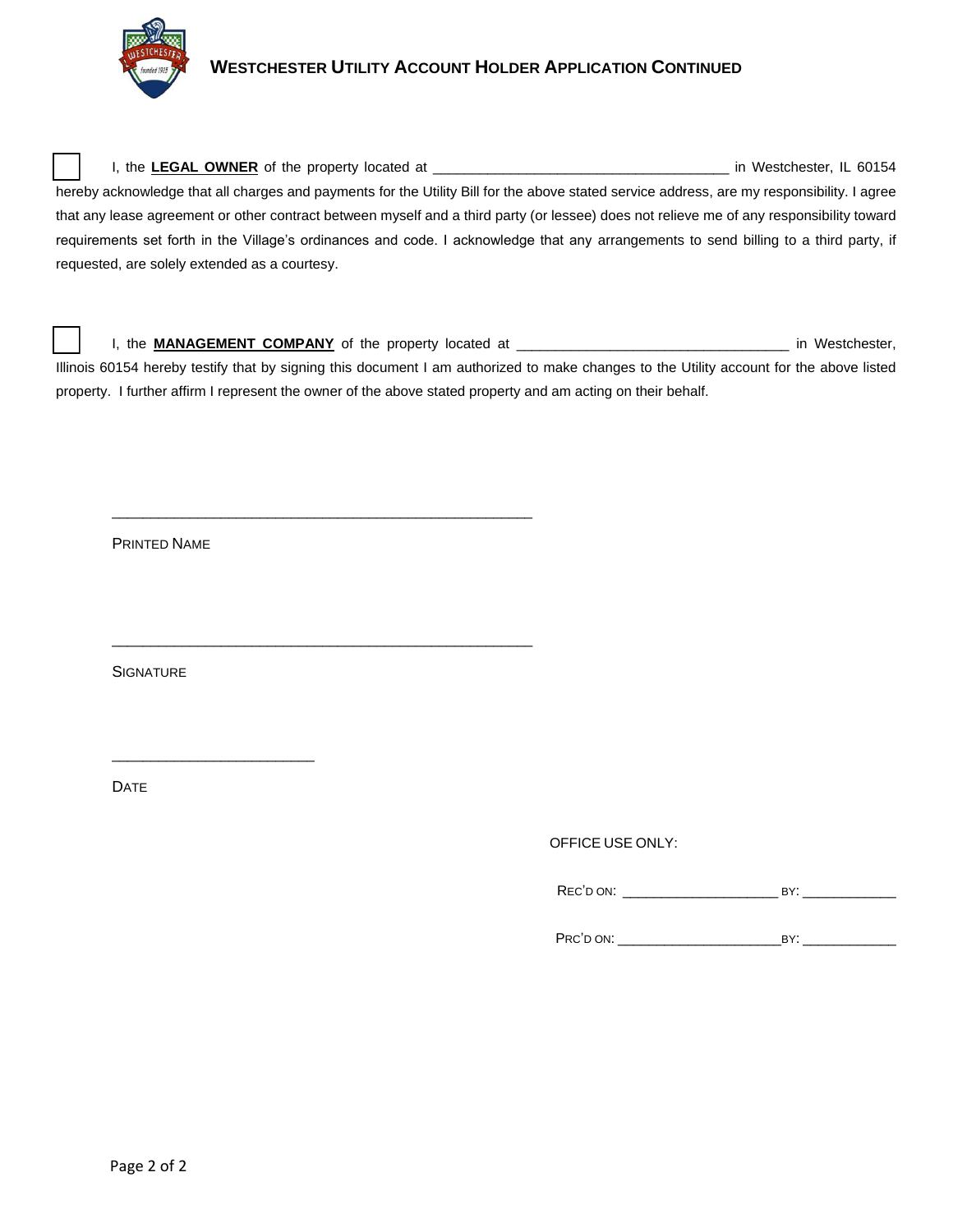# Westchester Utility Account Holder Application Continued

☐ I, the **LEGAL OWNER** of the property located at ______________________________________ in Westchester, IL 60154 hereby acknowledge that all charges and payments for the Utility Bill for the above stated service address, are my responsibility. I agree that any lease agreement or other contract between myself and a third party (or lessee) does not relieve me of any responsibility toward requirements set forth in the Village's ordinances and code. I acknowledge that any arrangements to send billing to a third party, if requested, are solely extended as a courtesy.

☐ I, the **MANAGEMENT COMPANY** of the property located at __________________________________ in Westchester, Illinois 60154 hereby testify that by signing this document I am authorized to make changes to the Utility account for the above listed property. I further affirm I represent the owner of the above stated property and am acting on their behalf.

_____________________________________________________

Printed Name

_____________________________________________________

Signature

_________________________

Date

OFFICE USE ONLY:

Rec'd on: ____________________ by: ____________

Prc'd on: ______________________ by: ____________